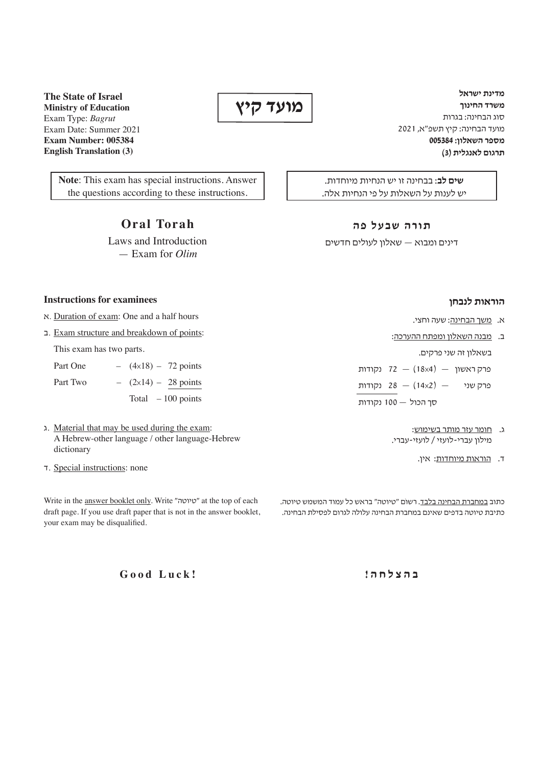**The State of Israel**
**Ministry of Education**
Exam Type: *Bagrut*
Exam Date: Summer 2021
**Exam Number: 005384**
**English Translation (3)**

**מועד קיץ**

**מדינת ישראל**
**משרד החינוך**
סוג הבחינה: בגרות
מועד הבחינה: קיץ תשפ"א, 2021
**מספר השאלון: 005384**
**תרגום לאנגלית (3)**

**Note**: This exam has special instructions. Answer the questions according to these instructions.

**שים לב**: בבחינה זו יש הנחיות מיוחדות. יש לענות על השאלות על פי הנחיות אלה.

## Oral Torah

Laws and Introduction — Exam for *Olim*

## תורה שבעל פה

דינים ומבוא — שאלון לעולים חדשים

### Instructions for examinees

א. Duration of exam: One and a half hours

ב. Exam structure and breakdown of points:

This exam has two parts.

| | | |
|---|---|---|
| Part One | – (4×18) – | 72 points |
| Part Two | – (2×14) – | 28 points |
| | Total | – 100 points |

ג. Material that may be used during the exam:
A Hebrew-other language / other language-Hebrew dictionary

ד. Special instructions: none

### הוראות לנבחן

א. משך הבחינה: שעה וחצי.

ב. מבנה השאלון ומפתח ההערכה:

בשאלון זה שני פרקים.

| | | |
|---|---|---|
| פרק ראשון | — (18×4) — | 72 נקודות |
| פרק שני | — (14×2) — | 28 נקודות |
| | סך הכול | — 100 נקודות |

ג. חומר עזר מותר בשימוש:
מילון עברי-לועזי / לועזי-עברי.

ד. הוראות מיוחדות: אין.

Write in the answer booklet only. Write "טיוטה" at the top of each draft page. If you use draft paper that is not in the answer booklet, your exam may be disqualified.

כתוב במחברת הבחינה בלבד. רשום "טיוטה" בראש כל עמוד המשמש טיוטה. כתיבת טיוטה בדפים שאינם במחברת הבחינה עלולה לגרום לפסילת הבחינה.

**Good Luck!**

**בהצלחה!**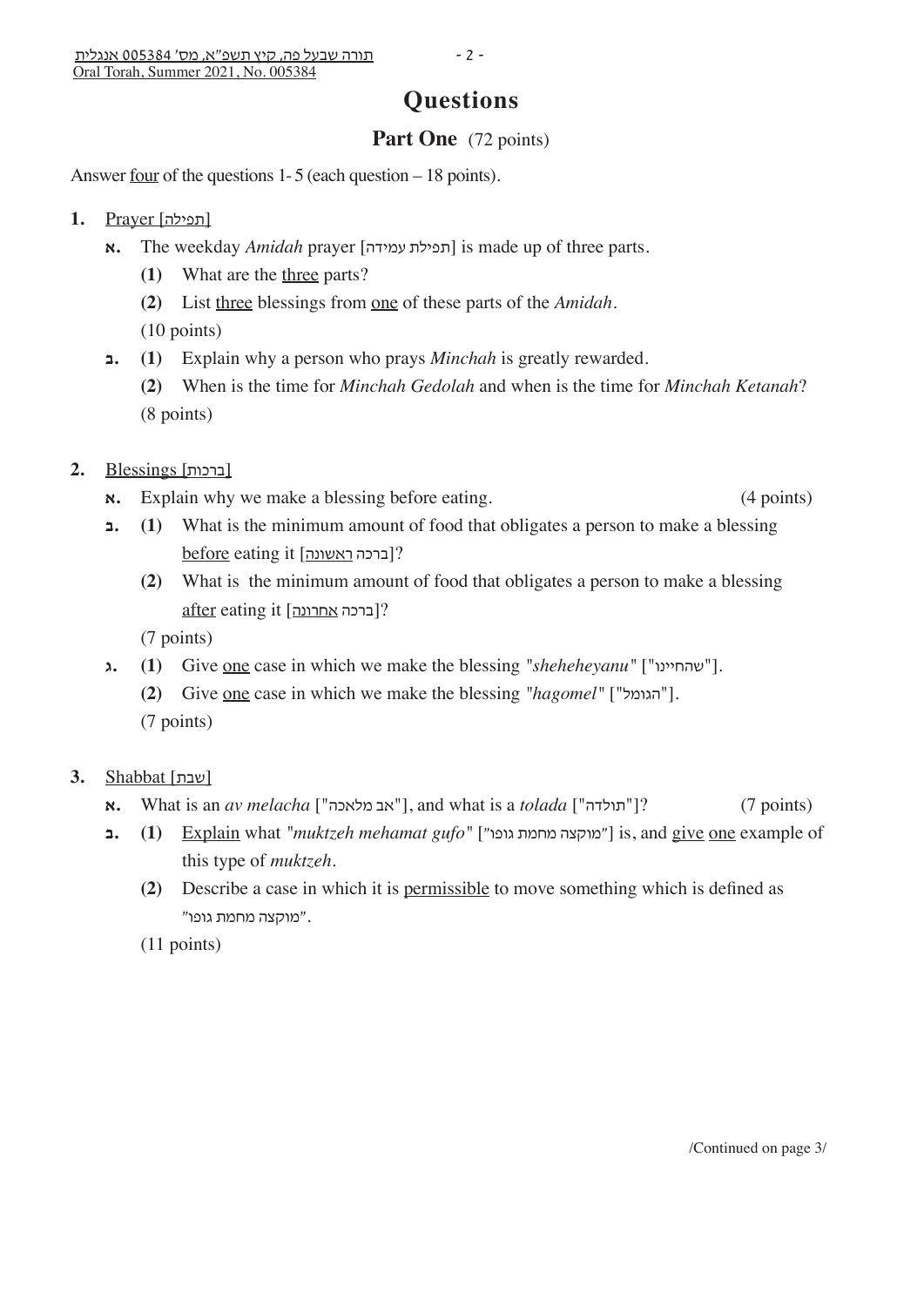# Questions

## Part One (72 points)

Answer four of the questions 1- 5 (each question – 18 points).

**1.** Prayer [תפילה]

**א.** The weekday *Amidah* prayer [תפילת עמידה] is made up of three parts.

**(1)** What are the three parts?

**(2)** List three blessings from one of these parts of the *Amidah*.

(10 points)

**ב.** **(1)** Explain why a person who prays *Minchah* is greatly rewarded.

**(2)** When is the time for *Minchah Gedolah* and when is the time for *Minchah Ketanah*?

(8 points)

**2.** Blessings [ברכות]

**א.** Explain why we make a blessing before eating. (4 points)

**ב.** **(1)** What is the minimum amount of food that obligates a person to make a blessing before eating it [ברכה ראשונה]?

**(2)** What is the minimum amount of food that obligates a person to make a blessing after eating it [ברכה אחרונה]?

(7 points)

**ג.** **(1)** Give one case in which we make the blessing *"sheheheyanu"* ["שהחיינו"].

**(2)** Give one case in which we make the blessing *"hagomel"* ["הגומל"].

(7 points)

**3.** Shabbat [שבת]

**א.** What is an *av melacha* ["אב מלאכה"], and what is a *tolada* ["תולדה"]? (7 points)

**ב.** **(1)** Explain what *"muktzeh mehamat gufo"* ["מוקצה מחמת גופו"] is, and give one example of this type of *muktzeh*.

**(2)** Describe a case in which it is permissible to move something which is defined as "מוקצה מחמת גופו".

(11 points)

/Continued on page 3/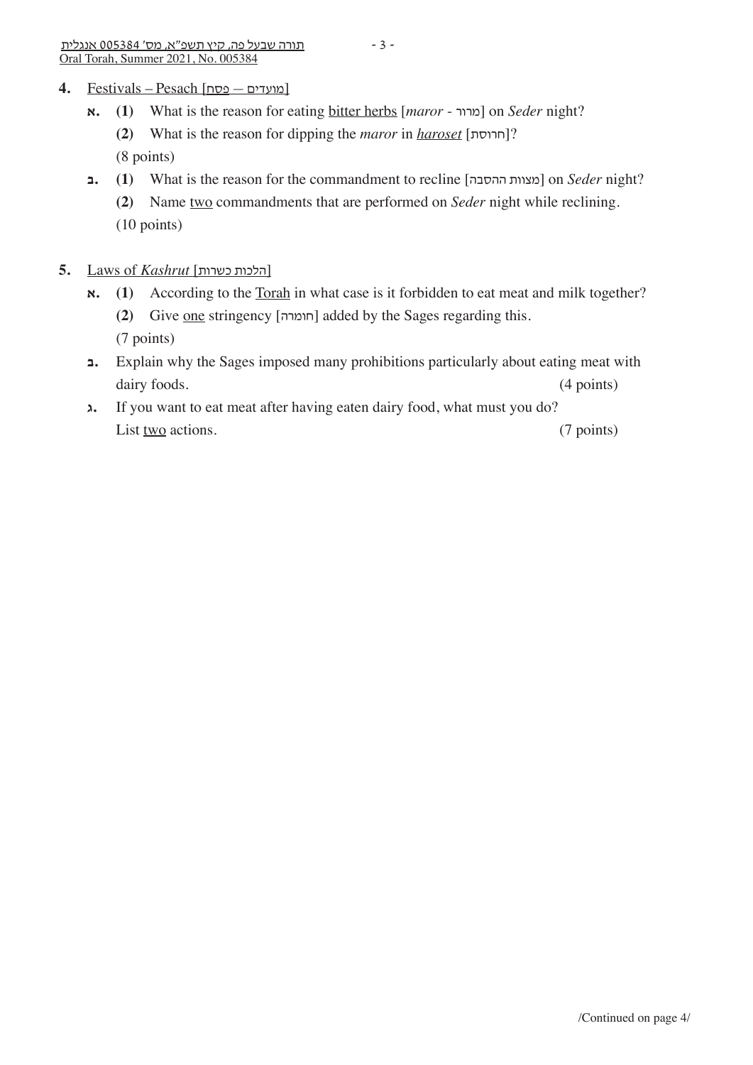**4.** Festivals – Pesach [מועדים – פסח]

**א.** **(1)** What is the reason for eating bitter herbs [*maror* - מרור] on *Seder* night?

**(2)** What is the reason for dipping the *maror* in ***haroset*** [חרוסת]?

(8 points)

**ב.** **(1)** What is the reason for the commandment to recline [מצוות ההסבה] on *Seder* night?

**(2)** Name two commandments that are performed on *Seder* night while reclining.

(10 points)

**5.** Laws of *Kashrut* [הלכות כשרות]

**א.** **(1)** According to the Torah in what case is it forbidden to eat meat and milk together?

**(2)** Give one stringency [חומרה] added by the Sages regarding this.

(7 points)

**ב.** Explain why the Sages imposed many prohibitions particularly about eating meat with dairy foods. (4 points)

**ג.** If you want to eat meat after having eaten dairy food, what must you do? List two actions. (7 points)

/Continued on page 4/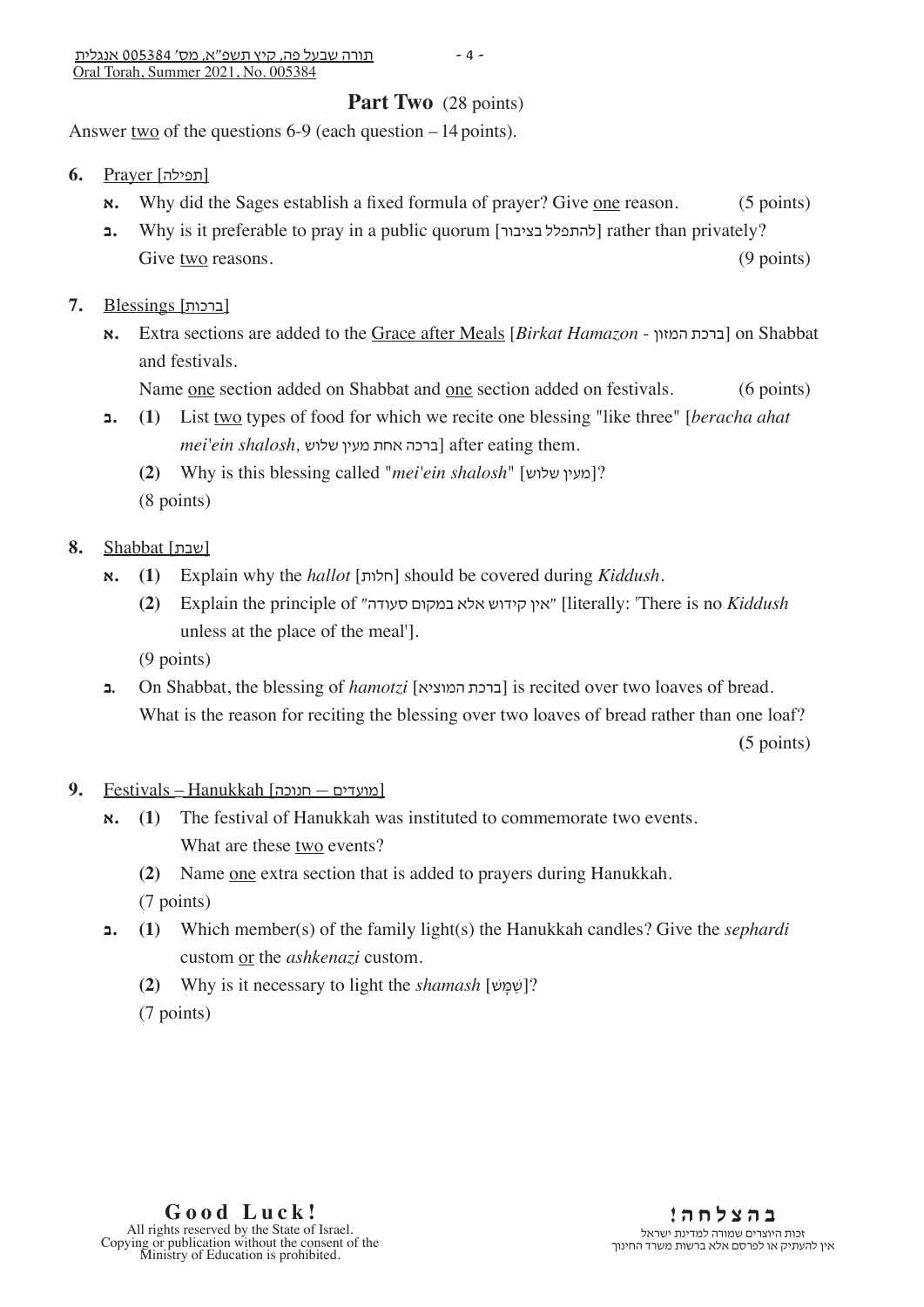## Part Two (28 points)

Answer two of the questions 6-9 (each question – 14 points).

**6.** Prayer [תפילה]

**א.** Why did the Sages establish a fixed formula of prayer? Give one reason. (5 points)

**ב.** Why is it preferable to pray in a public quorum [להתפלל בציבור] rather than privately? Give two reasons. (9 points)

**7.** Blessings [ברכות]

**א.** Extra sections are added to the Grace after Meals [*Birkat Hamazon* - ברכת המזון] on Shabbat and festivals.
Name one section added on Shabbat and one section added on festivals. (6 points)

**ב.** **(1)** List two types of food for which we recite one blessing "like three" [*beracha ahat mei'ein shalosh*, ברכה אחת מעין שלוש] after eating them.

**(2)** Why is this blessing called "*mei'ein shalosh*" [מעין שלוש]?

(8 points)

**8.** Shabbat [שבת]

**א.** **(1)** Explain why the *hallot* [חלות] should be covered during *Kiddush*.

**(2)** Explain the principle of "אין קידוש אלא במקום סעודה" [literally: 'There is no *Kiddush* unless at the place of the meal'].

(9 points)

**ב.** On Shabbat, the blessing of *hamotzi* [ברכת המוציא] is recited over two loaves of bread. What is the reason for reciting the blessing over two loaves of bread rather than one loaf? (5 points)

**9.** Festivals – Hanukkah [מועדים — חנוכה]

**א.** **(1)** The festival of Hanukkah was instituted to commemorate two events. What are these two events?

**(2)** Name one extra section that is added to prayers during Hanukkah.

(7 points)

**ב.** **(1)** Which member(s) of the family light(s) the Hanukkah candles? Give the *sephardi* custom or the *ashkenazi* custom.

**(2)** Why is it necessary to light the *shamash* [שַׁמָּשׁ]?

(7 points)

**Good Luck!**
All rights reserved by the State of Israel.
Copying or publication without the consent of the Ministry of Education is prohibited.

**בהצלחה!**
זכות היוצרים שמורה למדינת ישראל
אין להעתיק או לפרסם אלא ברשות משרד החינוך